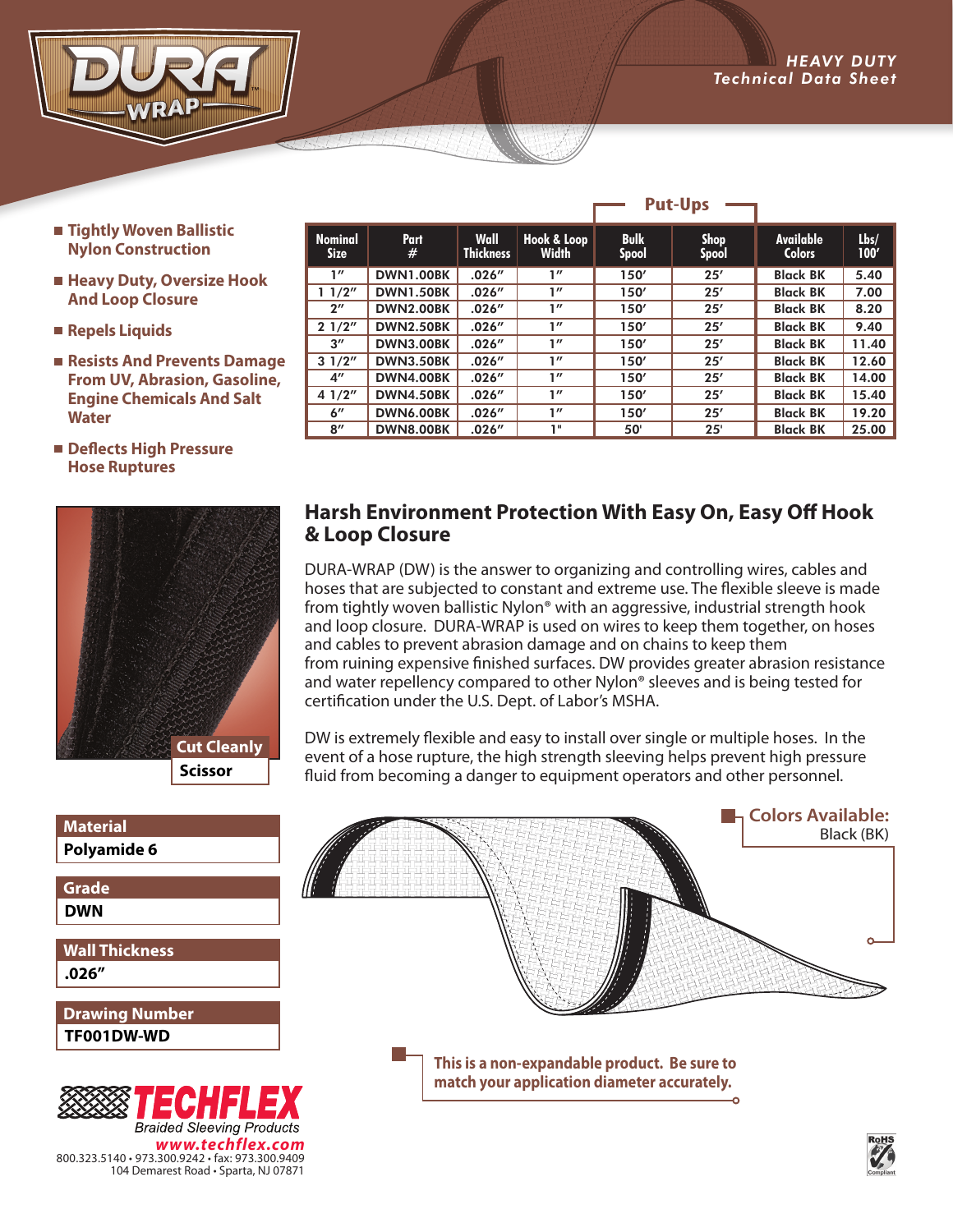*HEAVY DUTY*
*Technical Data Sheet*

- **Tightly Woven Ballistic Nylon Construction**
- **Heavy Duty, Oversize Hook And Loop Closure**
- **Repels Liquids**
- **Resists And Prevents Damage From UV, Abrasion, Gasoline, Engine Chemicals And Salt Water**
- **Deflects High Pressure Hose Ruptures**

| Nominal Size | Part # | Wall Thickness | Hook & Loop Width | Put-Ups: Bulk Spool | Put-Ups: Shop Spool | Available Colors | Lbs/ 100' |
|---|---|---|---|---|---|---|---|
| 1" | DWN1.00BK | .026" | 1" | 150' | 25' | Black BK | 5.40 |
| 1 1/2" | DWN1.50BK | .026" | 1" | 150' | 25' | Black BK | 7.00 |
| 2" | DWN2.00BK | .026" | 1" | 150' | 25' | Black BK | 8.20 |
| 2 1/2" | DWN2.50BK | .026" | 1" | 150' | 25' | Black BK | 9.40 |
| 3" | DWN3.00BK | .026" | 1" | 150' | 25' | Black BK | 11.40 |
| 3 1/2" | DWN3.50BK | .026" | 1" | 150' | 25' | Black BK | 12.60 |
| 4" | DWN4.00BK | .026" | 1" | 150' | 25' | Black BK | 14.00 |
| 4 1/2" | DWN4.50BK | .026" | 1" | 150' | 25' | Black BK | 15.40 |
| 6" | DWN6.00BK | .026" | 1" | 150' | 25' | Black BK | 19.20 |
| 8" | DWN8.00BK | .026" | 1" | 50' | 25' | Black BK | 25.00 |

**Cut Cleanly**
**Scissor**

## Harsh Environment Protection With Easy On, Easy Off Hook & Loop Closure

DURA-WRAP (DW) is the answer to organizing and controlling wires, cables and hoses that are subjected to constant and extreme use. The flexible sleeve is made from tightly woven ballistic Nylon® with an aggressive, industrial strength hook and loop closure. DURA-WRAP is used on wires to keep them together, on hoses and cables to prevent abrasion damage and on chains to keep them from ruining expensive finished surfaces. DW provides greater abrasion resistance and water repellency compared to other Nylon® sleeves and is being tested for certification under the U.S. Dept. of Labor's MSHA.

DW is extremely flexible and easy to install over single or multiple hoses. In the event of a hose rupture, the high strength sleeving helps prevent high pressure fluid from becoming a danger to equipment operators and other personnel.

**Material**
**Polyamide 6**

**Grade**
**DWN**

**Wall Thickness**
**.026"**

**Drawing Number**
**TF001DW-WD**

**Colors Available:**
Black (BK)

**This is a non-expandable product. Be sure to match your application diameter accurately.**

**TECHFLEX**
Braided Sleeving Products
**www.techflex.com**
800.323.5140 • 973.300.9242 • fax: 973.300.9409
104 Demarest Road • Sparta, NJ 07871

RoHS Compliant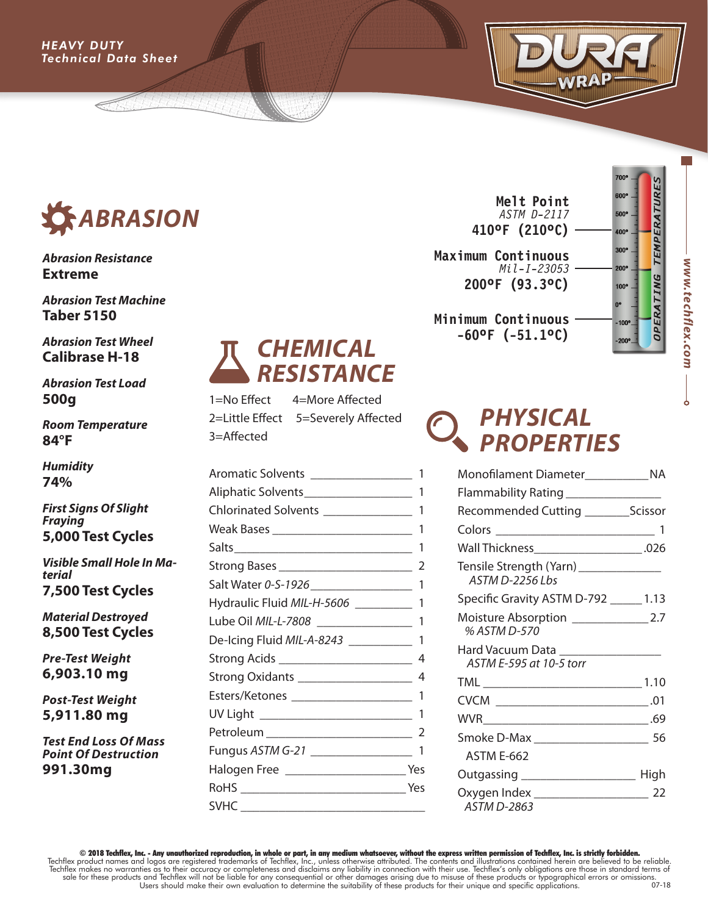*HEAVY DUTY*
*Technical Data Sheet*

DURA WRAP

Melt Point
*ASTM D-2117*
**410°F (210°C)**

Maximum Continuous
*Mil-I-23053*
**200°F (93.3°C)**

Minimum Continuous
**-60°F (-51.1°C)**

OPERATING TEMPERATURES
700°
600°
500°
400°
300°
200°
100°
0°
-100°
-200°

www.techflex.com

## ABRASION

*Abrasion Resistance*
**Extreme**

*Abrasion Test Machine*
**Taber 5150**

*Abrasion Test Wheel*
**Calibrase H-18**

*Abrasion Test Load*
**500g**

*Room Temperature*
**84°F**

*Humidity*
**74%**

*First Signs Of Slight Fraying*
**5,000 Test Cycles**

*Visible Small Hole In Material*
**7,500 Test Cycles**

*Material Destroyed*
**8,500 Test Cycles**

*Pre-Test Weight*
**6,903.10 mg**

*Post-Test Weight*
**5,911.80 mg**

*Test End Loss Of Mass Point Of Destruction*
**991.30mg**

## CHEMICAL RESISTANCE

1=No Effect
2=Little Effect
3=Affected
4=More Affected
5=Severely Affected

| | |
|---|---|
| Aromatic Solvents | 1 |
| Aliphatic Solvents | 1 |
| Chlorinated Solvents | 1 |
| Weak Bases | 1 |
| Salts | 1 |
| Strong Bases | 2 |
| Salt Water *0-S-1926* | 1 |
| Hydraulic Fluid *MIL-H-5606* | 1 |
| Lube Oil *MIL-L-7808* | 1 |
| De-Icing Fluid *MIL-A-8243* | 1 |
| Strong Acids | 4 |
| Strong Oxidants | 4 |
| Esters/Ketones | 1 |
| UV Light | 1 |
| Petroleum | 2 |
| Fungus *ASTM G-21* | 1 |
| Halogen Free | Yes |
| RoHS | Yes |
| SVHC | |

## PHYSICAL PROPERTIES

| | |
|---|---|
| Monofilament Diameter | NA |
| Flammability Rating | |
| Recommended Cutting | Scissor |
| Colors | 1 |
| Wall Thickness | .026 |
| Tensile Strength (Yarn) *ASTM D-2256 Lbs* | |
| Specific Gravity ASTM D-792 | 1.13 |
| Moisture Absorption *% ASTM D-570* | 2.7 |
| Hard Vacuum Data *ASTM E-595 at 10-5 torr* | |
| TML | 1.10 |
| CVCM | .01 |
| WVR | .69 |
| Smoke D-Max ASTM E-662 | 56 |
| Outgassing | High |
| Oxygen Index *ASTM D-2863* | 22 |

**© 2018 Techflex, Inc. - Any unauthorized reproduction, in whole or part, in any medium whatsoever, without the express written permission of Techflex, Inc. is strictly forbidden.**
Techflex product names and logos are registered trademarks of Techflex, Inc., unless otherwise attributed. The contents and illustrations contained herein are believed to be reliable. Techflex makes no warranties as to their accuracy or completeness and disclaims any liability in connection with their use. Techflex's only obligations are those in standard terms of sale for these products and Techflex will not be liable for any consequential or other damages arising due to misuse of these products or typographical errors or omissions. Users should make their own evaluation to determine the suitability of these products for their unique and specific applications.
07-18